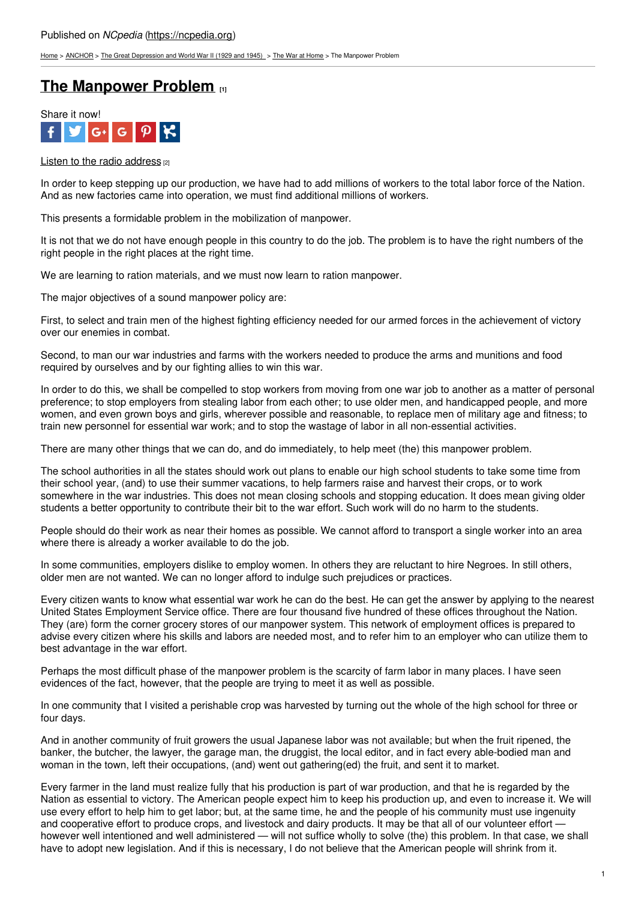Published on *NCpedia* (https://ncpedia.org)

Home > ANCHOR > The Great Depression and World War II (1929 and 1945) > The War at Home > The Manpower Problem

# The Manpower Problem [1]

Share it now!

Listen to the radio address [2]

In order to keep stepping up our production, we have had to add millions of workers to the total labor force of the Nation. And as new factories came into operation, we must find additional millions of workers.

This presents a formidable problem in the mobilization of manpower.

It is not that we do not have enough people in this country to do the job. The problem is to have the right numbers of the right people in the right places at the right time.

We are learning to ration materials, and we must now learn to ration manpower.

The major objectives of a sound manpower policy are:

First, to select and train men of the highest fighting efficiency needed for our armed forces in the achievement of victory over our enemies in combat.

Second, to man our war industries and farms with the workers needed to produce the arms and munitions and food required by ourselves and by our fighting allies to win this war.

In order to do this, we shall be compelled to stop workers from moving from one war job to another as a matter of personal preference; to stop employers from stealing labor from each other; to use older men, and handicapped people, and more women, and even grown boys and girls, wherever possible and reasonable, to replace men of military age and fitness; to train new personnel for essential war work; and to stop the wastage of labor in all non-essential activities.

There are many other things that we can do, and do immediately, to help meet (the) this manpower problem.

The school authorities in all the states should work out plans to enable our high school students to take some time from their school year, (and) to use their summer vacations, to help farmers raise and harvest their crops, or to work somewhere in the war industries. This does not mean closing schools and stopping education. It does mean giving older students a better opportunity to contribute their bit to the war effort. Such work will do no harm to the students.

People should do their work as near their homes as possible. We cannot afford to transport a single worker into an area where there is already a worker available to do the job.

In some communities, employers dislike to employ women. In others they are reluctant to hire Negroes. In still others, older men are not wanted. We can no longer afford to indulge such prejudices or practices.

Every citizen wants to know what essential war work he can do the best. He can get the answer by applying to the nearest United States Employment Service office. There are four thousand five hundred of these offices throughout the Nation. They (are) form the corner grocery stores of our manpower system. This network of employment offices is prepared to advise every citizen where his skills and labors are needed most, and to refer him to an employer who can utilize them to best advantage in the war effort.

Perhaps the most difficult phase of the manpower problem is the scarcity of farm labor in many places. I have seen evidences of the fact, however, that the people are trying to meet it as well as possible.

In one community that I visited a perishable crop was harvested by turning out the whole of the high school for three or four days.

And in another community of fruit growers the usual Japanese labor was not available; but when the fruit ripened, the banker, the butcher, the lawyer, the garage man, the druggist, the local editor, and in fact every able-bodied man and woman in the town, left their occupations, (and) went out gathering(ed) the fruit, and sent it to market.

Every farmer in the land must realize fully that his production is part of war production, and that he is regarded by the Nation as essential to victory. The American people expect him to keep his production up, and even to increase it. We will use every effort to help him to get labor; but, at the same time, he and the people of his community must use ingenuity and cooperative effort to produce crops, and livestock and dairy products. It may be that all of our volunteer effort — however well intentioned and well administered — will not suffice wholly to solve (the) this problem. In that case, we shall have to adopt new legislation. And if this is necessary, I do not believe that the American people will shrink from it.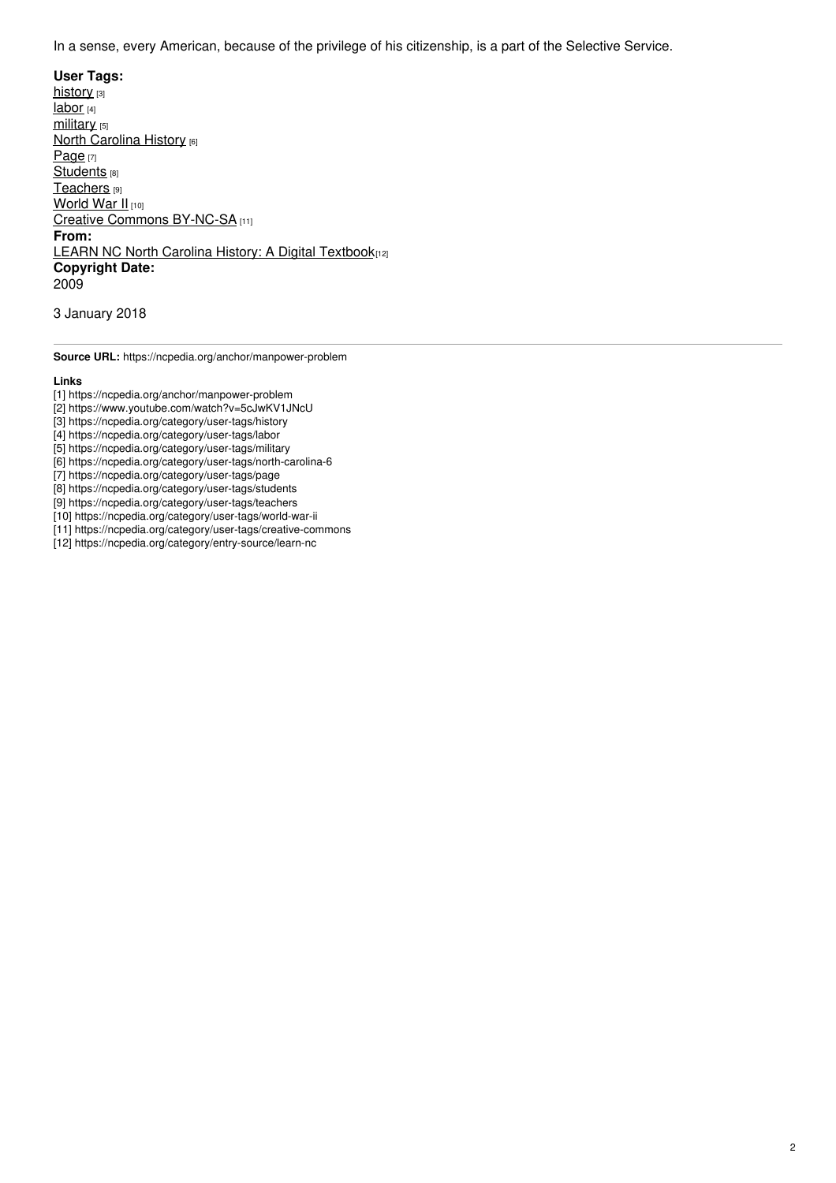In a sense, every American, because of the privilege of his citizenship, is a part of the Selective Service.

**User Tags:**
history [3]
labor [4]
military [5]
North Carolina History [6]
Page [7]
Students [8]
Teachers [9]
World War II [10]
Creative Commons BY-NC-SA [11]
**From:**
LEARN NC North Carolina History: A Digital Textbook[12]
**Copyright Date:**
2009

3 January 2018

---

**Source URL:** https://ncpedia.org/anchor/manpower-problem

**Links**
[1] https://ncpedia.org/anchor/manpower-problem
[2] https://www.youtube.com/watch?v=5cJwKV1JNcU
[3] https://ncpedia.org/category/user-tags/history
[4] https://ncpedia.org/category/user-tags/labor
[5] https://ncpedia.org/category/user-tags/military
[6] https://ncpedia.org/category/user-tags/north-carolina-6
[7] https://ncpedia.org/category/user-tags/page
[8] https://ncpedia.org/category/user-tags/students
[9] https://ncpedia.org/category/user-tags/teachers
[10] https://ncpedia.org/category/user-tags/world-war-ii
[11] https://ncpedia.org/category/user-tags/creative-commons
[12] https://ncpedia.org/category/entry-source/learn-nc